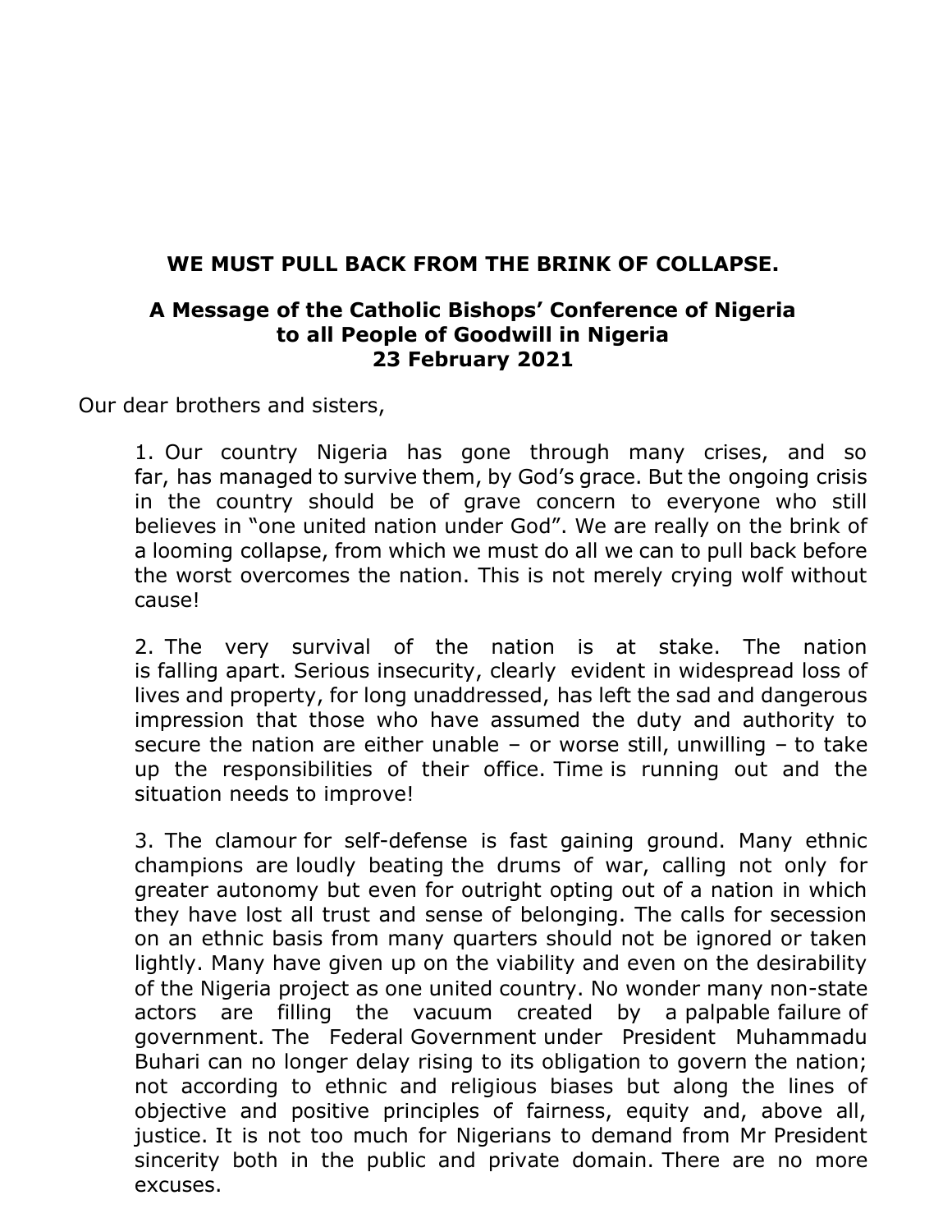# WE MUST PULL BACK FROM THE BRINK OF COLLAPSE.

## A Message of the Catholic Bishops' Conference of Nigeria to all People of Goodwill in Nigeria 23 February 2021

Our dear brothers and sisters,

1. Our country Nigeria has gone through many crises, and so far, has managed to survive them, by God's grace. But the ongoing crisis in the country should be of grave concern to everyone who still believes in "one united nation under God". We are really on the brink of a looming collapse, from which we must do all we can to pull back before the worst overcomes the nation. This is not merely crying wolf without cause!

2. The very survival of the nation is at stake. The nation is falling apart. Serious insecurity, clearly evident in widespread loss of lives and property, for long unaddressed, has left the sad and dangerous impression that those who have assumed the duty and authority to secure the nation are either unable – or worse still, unwilling – to take up the responsibilities of their office. Time is running out and the situation needs to improve!

3. The clamour for self-defense is fast gaining ground. Many ethnic champions are loudly beating the drums of war, calling not only for greater autonomy but even for outright opting out of a nation in which they have lost all trust and sense of belonging. The calls for secession on an ethnic basis from many quarters should not be ignored or taken lightly. Many have given up on the viability and even on the desirability of the Nigeria project as one united country. No wonder many non-state actors are filling the vacuum created by a palpable failure of government. The Federal Government under President Muhammadu Buhari can no longer delay rising to its obligation to govern the nation; not according to ethnic and religious biases but along the lines of objective and positive principles of fairness, equity and, above all, justice. It is not too much for Nigerians to demand from Mr President sincerity both in the public and private domain. There are no more excuses.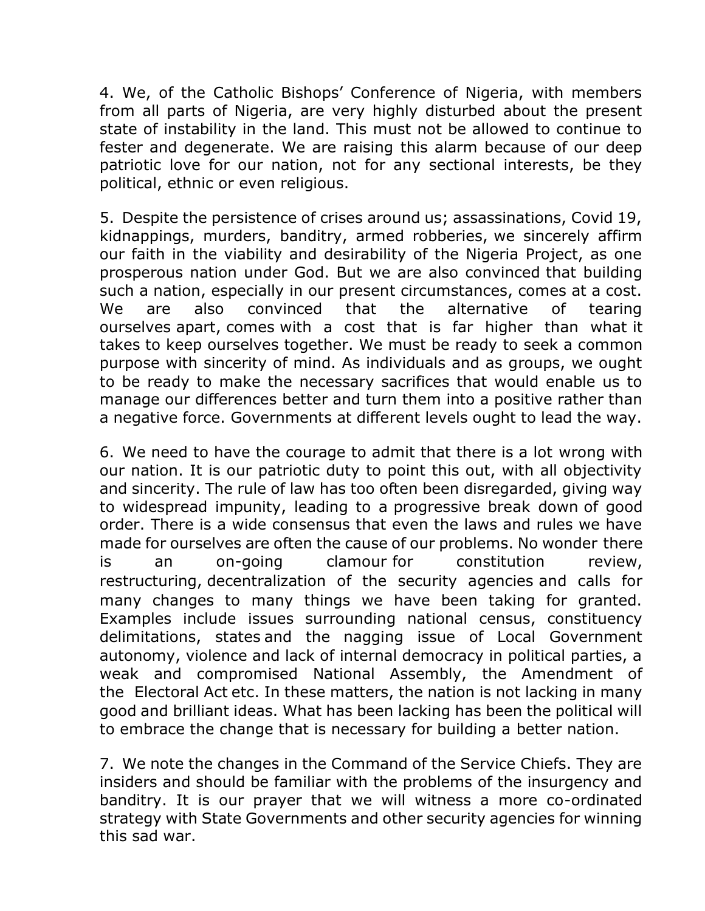4. We, of the Catholic Bishops' Conference of Nigeria, with members from all parts of Nigeria, are very highly disturbed about the present state of instability in the land. This must not be allowed to continue to fester and degenerate. We are raising this alarm because of our deep patriotic love for our nation, not for any sectional interests, be they political, ethnic or even religious.

5. Despite the persistence of crises around us; assassinations, Covid 19, kidnappings, murders, banditry, armed robberies, we sincerely affirm our faith in the viability and desirability of the Nigeria Project, as one prosperous nation under God. But we are also convinced that building such a nation, especially in our present circumstances, comes at a cost. We are also convinced that the alternative of tearing ourselves apart, comes with a cost that is far higher than what it takes to keep ourselves together. We must be ready to seek a common purpose with sincerity of mind. As individuals and as groups, we ought to be ready to make the necessary sacrifices that would enable us to manage our differences better and turn them into a positive rather than a negative force. Governments at different levels ought to lead the way.

6. We need to have the courage to admit that there is a lot wrong with our nation. It is our patriotic duty to point this out, with all objectivity and sincerity. The rule of law has too often been disregarded, giving way to widespread impunity, leading to a progressive break down of good order. There is a wide consensus that even the laws and rules we have made for ourselves are often the cause of our problems. No wonder there is an on-going clamour for constitution review, restructuring, decentralization of the security agencies and calls for many changes to many things we have been taking for granted. Examples include issues surrounding national census, constituency delimitations, states and the nagging issue of Local Government autonomy, violence and lack of internal democracy in political parties, a weak and compromised National Assembly, the Amendment of the Electoral Act etc. In these matters, the nation is not lacking in many good and brilliant ideas. What has been lacking has been the political will to embrace the change that is necessary for building a better nation.

7. We note the changes in the Command of the Service Chiefs. They are insiders and should be familiar with the problems of the insurgency and banditry. It is our prayer that we will witness a more co-ordinated strategy with State Governments and other security agencies for winning this sad war.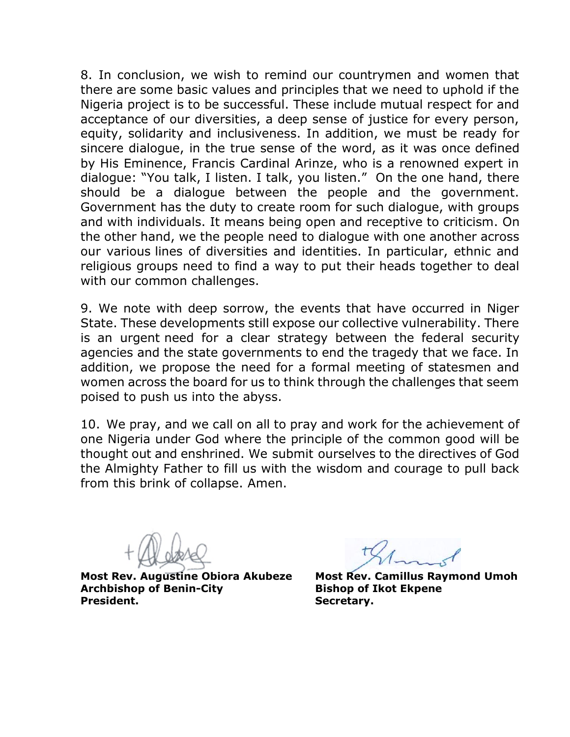8. In conclusion, we wish to remind our countrymen and women that there are some basic values and principles that we need to uphold if the Nigeria project is to be successful. These include mutual respect for and acceptance of our diversities, a deep sense of justice for every person, equity, solidarity and inclusiveness. In addition, we must be ready for sincere dialogue, in the true sense of the word, as it was once defined by His Eminence, Francis Cardinal Arinze, who is a renowned expert in dialogue: "You talk, I listen. I talk, you listen." On the one hand, there should be a dialogue between the people and the government. Government has the duty to create room for such dialogue, with groups and with individuals. It means being open and receptive to criticism. On the other hand, we the people need to dialogue with one another across our various lines of diversities and identities. In particular, ethnic and religious groups need to find a way to put their heads together to deal with our common challenges.

9. We note with deep sorrow, the events that have occurred in Niger State. These developments still expose our collective vulnerability. There is an urgent need for a clear strategy between the federal security agencies and the state governments to end the tragedy that we face. In addition, we propose the need for a formal meeting of statesmen and women across the board for us to think through the challenges that seem poised to push us into the abyss.

10. We pray, and we call on all to pray and work for the achievement of one Nigeria under God where the principle of the common good will be thought out and enshrined. We submit ourselves to the directives of God the Almighty Father to fill us with the wisdom and courage to pull back from this brink of collapse. Amen.

**Most Rev. Augustine Obiora Akubeze**
**Archbishop of Benin-City**
**President.**

**Most Rev. Camillus Raymond Umoh**
**Bishop of Ikot Ekpene**
**Secretary.**